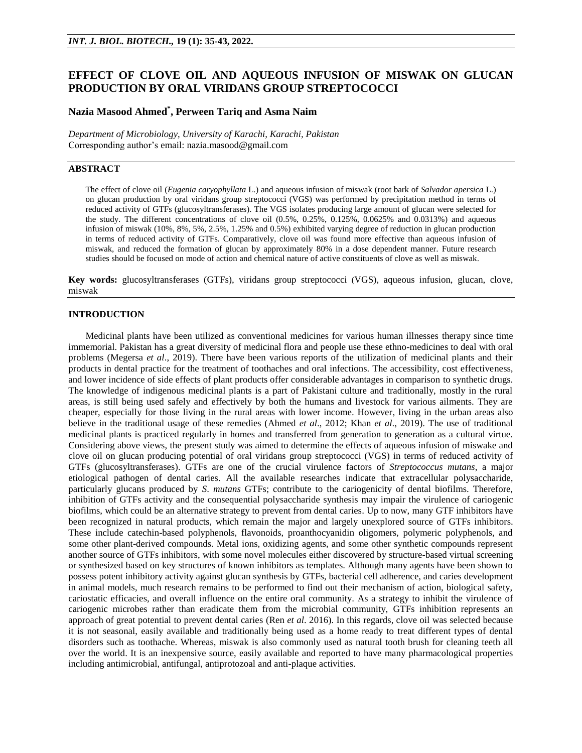# EFFECT OF CLOVE OIL AND AQUEOUS INFUSION OF MISWAK ON GLUCAN PRODUCTION BY ORAL VIRIDANS GROUP STREPTOCOCCI

**Nazia Masood Ahmed*, Perween Tariq and Asma Naim**

*Department of Microbiology, University of Karachi, Karachi, Pakistan*
Corresponding author's email: nazia.masood@gmail.com

## ABSTRACT

The effect of clove oil (*Eugenia caryophyllata* L.) and aqueous infusion of miswak (root bark of *Salvador apersica* L.) on glucan production by oral viridans group streptococci (VGS) was performed by precipitation method in terms of reduced activity of GTFs (glucosyltransferases). The VGS isolates producing large amount of glucan were selected for the study. The different concentrations of clove oil (0.5%, 0.25%, 0.125%, 0.0625% and 0.0313%) and aqueous infusion of miswak (10%, 8%, 5%, 2.5%, 1.25% and 0.5%) exhibited varying degree of reduction in glucan production in terms of reduced activity of GTFs. Comparatively, clove oil was found more effective than aqueous infusion of miswak, and reduced the formation of glucan by approximately 80% in a dose dependent manner. Future research studies should be focused on mode of action and chemical nature of active constituents of clove as well as miswak.

**Key words:** glucosyltransferases (GTFs), viridans group streptococci (VGS), aqueous infusion, glucan, clove, miswak

## INTRODUCTION

Medicinal plants have been utilized as conventional medicines for various human illnesses therapy since time immemorial. Pakistan has a great diversity of medicinal flora and people use these ethno-medicines to deal with oral problems (Megersa *et al*., 2019). There have been various reports of the utilization of medicinal plants and their products in dental practice for the treatment of toothaches and oral infections. The accessibility, cost effectiveness, and lower incidence of side effects of plant products offer considerable advantages in comparison to synthetic drugs. The knowledge of indigenous medicinal plants is a part of Pakistani culture and traditionally, mostly in the rural areas, is still being used safely and effectively by both the humans and livestock for various ailments. They are cheaper, especially for those living in the rural areas with lower income. However, living in the urban areas also believe in the traditional usage of these remedies (Ahmed *et al*., 2012; Khan *et al*., 2019). The use of traditional medicinal plants is practiced regularly in homes and transferred from generation to generation as a cultural virtue. Considering above views, the present study was aimed to determine the effects of aqueous infusion of miswake and clove oil on glucan producing potential of oral viridans group streptococci (VGS) in terms of reduced activity of GTFs (glucosyltransferases). GTFs are one of the crucial virulence factors of *Streptococcus mutans*, a major etiological pathogen of dental caries. All the available researches indicate that extracellular polysaccharide, particularly glucans produced by *S. mutans* GTFs; contribute to the cariogenicity of dental biofilms. Therefore, inhibition of GTFs activity and the consequential polysaccharide synthesis may impair the virulence of cariogenic biofilms, which could be an alternative strategy to prevent from dental caries. Up to now, many GTF inhibitors have been recognized in natural products, which remain the major and largely unexplored source of GTFs inhibitors. These include catechin-based polyphenols, flavonoids, proanthocyanidin oligomers, polymeric polyphenols, and some other plant-derived compounds. Metal ions, oxidizing agents, and some other synthetic compounds represent another source of GTFs inhibitors, with some novel molecules either discovered by structure-based virtual screening or synthesized based on key structures of known inhibitors as templates. Although many agents have been shown to possess potent inhibitory activity against glucan synthesis by GTFs, bacterial cell adherence, and caries development in animal models, much research remains to be performed to find out their mechanism of action, biological safety, cariostatic efficacies, and overall influence on the entire oral community. As a strategy to inhibit the virulence of cariogenic microbes rather than eradicate them from the microbial community, GTFs inhibition represents an approach of great potential to prevent dental caries (Ren *et al*. 2016). In this regards, clove oil was selected because it is not seasonal, easily available and traditionally being used as a home ready to treat different types of dental disorders such as toothache. Whereas, miswak is also commonly used as natural tooth brush for cleaning teeth all over the world. It is an inexpensive source, easily available and reported to have many pharmacological properties including antimicrobial, antifungal, antiprotozoal and anti-plaque activities.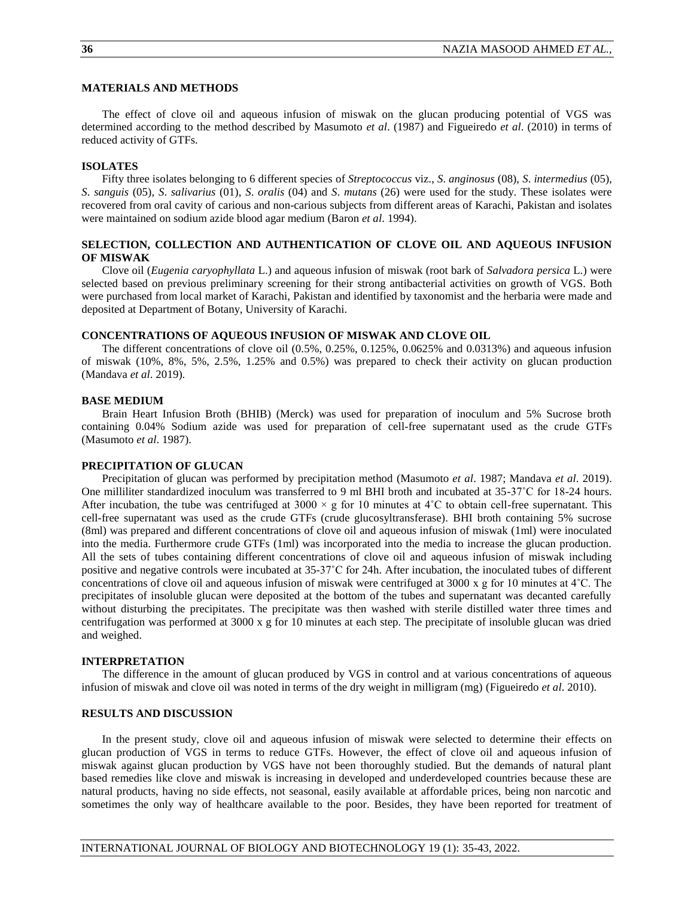## MATERIALS AND METHODS

The effect of clove oil and aqueous infusion of miswak on the glucan producing potential of VGS was determined according to the method described by Masumoto *et al*. (1987) and Figueiredo *et al*. (2010) in terms of reduced activity of GTFs.

### ISOLATES

Fifty three isolates belonging to 6 different species of *Streptococcus* viz., *S. anginosus* (08), *S. intermedius* (05), *S. sanguis* (05), *S. salivarius* (01), *S. oralis* (04) and *S. mutans* (26) were used for the study. These isolates were recovered from oral cavity of carious and non-carious subjects from different areas of Karachi, Pakistan and isolates were maintained on sodium azide blood agar medium (Baron *et al*. 1994).

### SELECTION, COLLECTION AND AUTHENTICATION OF CLOVE OIL AND AQUEOUS INFUSION OF MISWAK

Clove oil (*Eugenia caryophyllata* L.) and aqueous infusion of miswak (root bark of *Salvadora persica* L.) were selected based on previous preliminary screening for their strong antibacterial activities on growth of VGS. Both were purchased from local market of Karachi, Pakistan and identified by taxonomist and the herbaria were made and deposited at Department of Botany, University of Karachi.

### CONCENTRATIONS OF AQUEOUS INFUSION OF MISWAK AND CLOVE OIL

The different concentrations of clove oil (0.5%, 0.25%, 0.125%, 0.0625% and 0.0313%) and aqueous infusion of miswak (10%, 8%, 5%, 2.5%, 1.25% and 0.5%) was prepared to check their activity on glucan production (Mandava *et al*. 2019).

### BASE MEDIUM

Brain Heart Infusion Broth (BHIB) (Merck) was used for preparation of inoculum and 5% Sucrose broth containing 0.04% Sodium azide was used for preparation of cell-free supernatant used as the crude GTFs (Masumoto *et al*. 1987).

### PRECIPITATION OF GLUCAN

Precipitation of glucan was performed by precipitation method (Masumoto *et al*. 1987; Mandava *et al*. 2019). One milliliter standardized inoculum was transferred to 9 ml BHI broth and incubated at 35-37˚C for 18-24 hours. After incubation, the tube was centrifuged at $3000 \times g$ for 10 minutes at 4˚C to obtain cell-free supernatant. This cell-free supernatant was used as the crude GTFs (crude glucosyltransferase). BHI broth containing 5% sucrose (8ml) was prepared and different concentrations of clove oil and aqueous infusion of miswak (1ml) were inoculated into the media. Furthermore crude GTFs (1ml) was incorporated into the media to increase the glucan production. All the sets of tubes containing different concentrations of clove oil and aqueous infusion of miswak including positive and negative controls were incubated at 35-37˚C for 24h. After incubation, the inoculated tubes of different concentrations of clove oil and aqueous infusion of miswak were centrifuged at 3000 x g for 10 minutes at 4˚C. The precipitates of insoluble glucan were deposited at the bottom of the tubes and supernatant was decanted carefully without disturbing the precipitates. The precipitate was then washed with sterile distilled water three times and centrifugation was performed at 3000 x g for 10 minutes at each step. The precipitate of insoluble glucan was dried and weighed.

### INTERPRETATION

The difference in the amount of glucan produced by VGS in control and at various concentrations of aqueous infusion of miswak and clove oil was noted in terms of the dry weight in milligram (mg) (Figueiredo *et al*. 2010).

## RESULTS AND DISCUSSION

In the present study, clove oil and aqueous infusion of miswak were selected to determine their effects on glucan production of VGS in terms to reduce GTFs. However, the effect of clove oil and aqueous infusion of miswak against glucan production by VGS have not been thoroughly studied. But the demands of natural plant based remedies like clove and miswak is increasing in developed and underdeveloped countries because these are natural products, having no side effects, not seasonal, easily available at affordable prices, being non narcotic and sometimes the only way of healthcare available to the poor. Besides, they have been reported for treatment of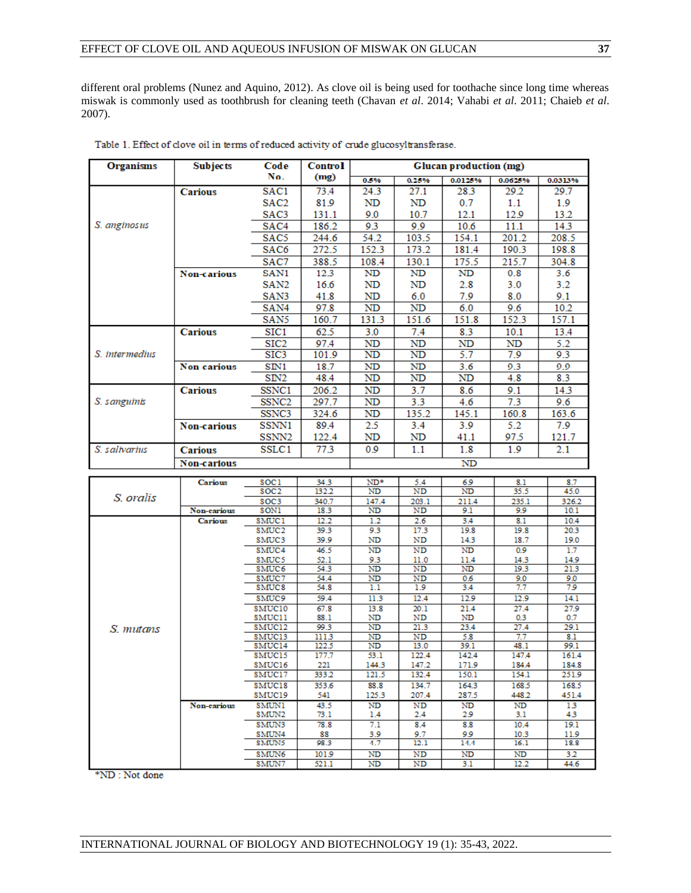different oral problems (Nunez and Aquino, 2012). As clove oil is being used for toothache since long time whereas miswak is commonly used as toothbrush for cleaning teeth (Chavan *et al*. 2014; Vahabi *et al*. 2011; Chaieb *et al*. 2007).

Table 1. Effect of clove oil in terms of reduced activity of crude glucosyltransferase.

| Organisms | Subjects | Code No. | Control (mg) | Glucan production (mg) | | | | |
|---|---|---|---|---|---|---|---|---|
| | | | | 0.5% | 0.25% | 0.0125% | 0.0625% | 0.0313% |
| *S. anginosus* | Carious | SAC1 | 73.4 | 24.3 | 27.1 | 28.3 | 29.2 | 29.7 |
| | | SAC2 | 81.9 | ND | ND | 0.7 | 1.1 | 1.9 |
| | | SAC3 | 131.1 | 9.0 | 10.7 | 12.1 | 12.9 | 13.2 |
| | | SAC4 | 186.2 | 9.3 | 9.9 | 10.6 | 11.1 | 14.3 |
| | | SAC5 | 244.6 | 54.2 | 103.5 | 154.1 | 201.2 | 208.5 |
| | | SAC6 | 272.5 | 152.3 | 173.2 | 181.4 | 190.3 | 198.8 |
| | | SAC7 | 388.5 | 108.4 | 130.1 | 175.5 | 215.7 | 304.8 |
| | Non-carious | SAN1 | 12.3 | ND | ND | ND | 0.8 | 3.6 |
| | | SAN2 | 16.6 | ND | ND | 2.8 | 3.0 | 3.2 |
| | | SAN3 | 41.8 | ND | 6.0 | 7.9 | 8.0 | 9.1 |
| | | SAN4 | 97.8 | ND | ND | 6.0 | 9.6 | 10.2 |
| | | SAN5 | 160.7 | 131.3 | 151.6 | 151.8 | 152.3 | 157.1 |
| *S. intermedius* | Carious | SIC1 | 62.5 | 3.0 | 7.4 | 8.3 | 10.1 | 13.4 |
| | | SIC2 | 97.4 | ND | ND | ND | ND | 5.2 |
| | | SIC3 | 101.9 | ND | ND | 5.7 | 7.9 | 9.3 |
| | Non carious | SIN1 | 18.7 | ND | ND | 3.6 | 9.3 | 9.9 |
| | | SIN2 | 48.4 | ND | ND | ND | 4.8 | 8.3 |
| *S. sanguinis* | Carious | SSNC1 | 206.2 | ND | 3.7 | 8.6 | 9.1 | 14.3 |
| | | SSNC2 | 297.7 | ND | 3.3 | 4.6 | 7.3 | 9.6 |
| | | SSNC3 | 324.6 | ND | 135.2 | 145.1 | 160.8 | 163.6 |
| | Non-carious | SSNN1 | 89.4 | 2.5 | 3.4 | 3.9 | 5.2 | 7.9 |
| | | SSNN2 | 122.4 | ND | ND | 41.1 | 97.5 | 121.7 |
| *S. salivarius* | Carious | SSLC1 | 77.3 | 0.9 | 1.1 | 1.8 | 1.9 | 2.1 |
| | Non-carious | | | ND | | | | |
| *S. oralis* | Carious | SOC1 | 34.3 | ND* | 5.4 | 6.9 | 8.1 | 8.7 |
| | | SOC2 | 132.2 | ND | ND | ND | 35.5 | 45.0 |
| | | SOC3 | 340.7 | 147.4 | 203.1 | 211.4 | 235.1 | 326.2 |
| | Non-carious | SON1 | 18.3 | ND | ND | 9.1 | 9.9 | 10.1 |
| *S. mutans* | Carious | SMUC1 | 12.2 | 1.2 | 2.6 | 3.4 | 8.1 | 10.4 |
| | | SMUC2 | 39.3 | 9.3 | 17.3 | 19.8 | 19.8 | 20.3 |
| | | SMUC3 | 39.9 | ND | ND | 14.3 | 18.7 | 19.0 |
| | | SMUC4 | 46.5 | ND | ND | ND | 0.9 | 1.7 |
| | | SMUC5 | 52.1 | 9.3 | 11.0 | 11.4 | 14.3 | 14.9 |
| | | SMUC6 | 54.3 | ND | ND | ND | 19.3 | 21.3 |
| | | SMUC7 | 54.4 | ND | ND | 0.6 | 9.0 | 9.0 |
| | | SMUC8 | 54.8 | 1.1 | 1.9 | 3.4 | 7.7 | 7.9 |
| | | SMUC9 | 59.4 | 11.3 | 12.4 | 12.9 | 12.9 | 14.1 |
| | | SMUC10 | 67.8 | 13.8 | 20.1 | 21.4 | 27.4 | 27.9 |
| | | SMUC11 | 88.1 | ND | ND | ND | 0.3 | 0.7 |
| | | SMUC12 | 99.3 | ND | 21.3 | 23.4 | 27.4 | 29.1 |
| | | SMUC13 | 111.3 | ND | ND | 5.8 | 7.7 | 8.1 |
| | | SMUC14 | 122.5 | ND | 13.0 | 39.1 | 48.1 | 99.1 |
| | | SMUC15 | 177.7 | 53.1 | 122.4 | 142.4 | 147.4 | 161.4 |
| | | SMUC16 | 221 | 144.3 | 147.2 | 171.9 | 184.4 | 184.8 |
| | | SMUC17 | 333.2 | 121.5 | 132.4 | 150.1 | 154.1 | 251.9 |
| | | SMUC18 | 353.6 | 88.8 | 134.7 | 164.3 | 168.5 | 168.5 |
| | | SMUC19 | 541 | 125.3 | 207.4 | 287.5 | 448.2 | 451.4 |
| | Non-carious | SMUN1 | 43.5 | ND | ND | ND | ND | 1.3 |
| | | SMUN2 | 73.1 | 1.4 | 2.4 | 2.9 | 3.1 | 4.3 |
| | | SMUN3 | 78.8 | 7.1 | 8.4 | 8.8 | 10.4 | 19.1 |
| | | SMUN4 | 88 | 3.9 | 9.7 | 9.9 | 10.3 | 11.9 |
| | | SMUN5 | 98.3 | 4.7 | 12.1 | 14.4 | 16.1 | 18.8 |
| | | SMUN6 | 101.9 | ND | ND | ND | ND | 3.2 |
| | | SMUN7 | 521.1 | ND | ND | 3.1 | 12.2 | 44.6 |

*ND : Not done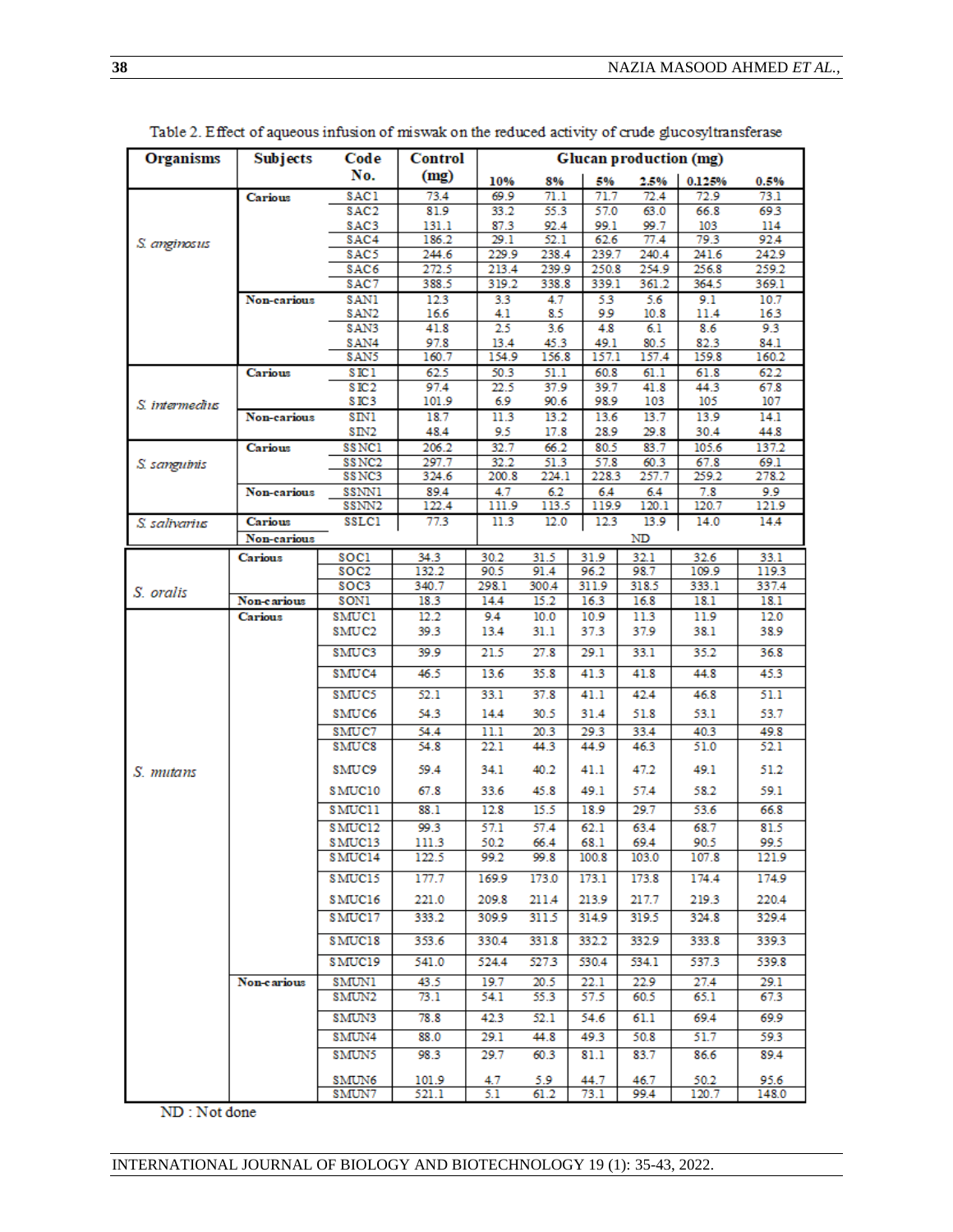Table 2. Effect of aqueous infusion of miswak on the reduced activity of crude glucosyltransferase

| Organisms | Subjects | Code No. | Control (mg) | Glucan production (mg) | | | | | |
|---|---|---|---|---|---|---|---|---|---|
| | | | | 10% | 8% | 5% | 2.5% | 0.125% | 0.5% |
| *S. anginosus* | Carious | SAC1 | 73.4 | 69.9 | 71.1 | 71.7 | 72.4 | 72.9 | 73.1 |
| | | SAC2 | 81.9 | 33.2 | 55.3 | 57.0 | 63.0 | 66.8 | 69.3 |
| | | SAC3 | 131.1 | 87.3 | 92.4 | 99.1 | 99.7 | 103 | 114 |
| | | SAC4 | 186.2 | 29.1 | 52.1 | 62.6 | 77.4 | 79.3 | 92.4 |
| | | SAC5 | 244.6 | 229.9 | 238.4 | 239.7 | 240.4 | 241.6 | 242.9 |
| | | SAC6 | 272.5 | 213.4 | 239.9 | 250.8 | 254.9 | 256.8 | 259.2 |
| | | SAC7 | 388.5 | 319.2 | 338.8 | 339.1 | 361.2 | 364.5 | 369.1 |
| | Non-carious | SAN1 | 12.3 | 3.3 | 4.7 | 5.3 | 5.6 | 9.1 | 10.7 |
| | | SAN2 | 16.6 | 4.1 | 8.5 | 9.9 | 10.8 | 11.4 | 16.3 |
| | | SAN3 | 41.8 | 2.5 | 3.6 | 4.8 | 6.1 | 8.6 | 9.3 |
| | | SAN4 | 97.8 | 13.4 | 45.3 | 49.1 | 80.5 | 82.3 | 84.1 |
| | | SAN5 | 160.7 | 154.9 | 156.8 | 157.1 | 157.4 | 159.8 | 160.2 |
| *S. intermedius* | Carious | SIC1 | 62.5 | 50.3 | 51.1 | 60.8 | 61.1 | 61.8 | 62.2 |
| | | SIC2 | 97.4 | 22.5 | 37.9 | 39.7 | 41.8 | 44.3 | 67.8 |
| | | SIC3 | 101.9 | 6.9 | 90.6 | 98.9 | 103 | 105 | 107 |
| | Non-carious | SIN1 | 18.7 | 11.3 | 13.2 | 13.6 | 13.7 | 13.9 | 14.1 |
| | | SIN2 | 48.4 | 9.5 | 17.8 | 28.9 | 29.8 | 30.4 | 44.8 |
| *S. sanguinis* | Carious | SSNC1 | 206.2 | 32.7 | 66.2 | 80.5 | 83.7 | 105.6 | 137.2 |
| | | SSNC2 | 297.7 | 32.2 | 51.3 | 57.8 | 60.3 | 67.8 | 69.1 |
| | | SSNC3 | 324.6 | 200.8 | 224.1 | 228.3 | 257.7 | 259.2 | 278.2 |
| | Non-carious | SSNN1 | 89.4 | 4.7 | 6.2 | 6.4 | 6.4 | 7.8 | 9.9 |
| | | SSNN2 | 122.4 | 111.9 | 113.5 | 119.9 | 120.1 | 120.7 | 121.9 |
| *S. salivarius* | Carious | SSLC1 | 77.3 | 11.3 | 12.0 | 12.3 | 13.9 | 14.0 | 14.4 |
| | Non-carious | | | ND | | | | | |
| *S. oralis* | Carious | SOC1 | 34.3 | 30.2 | 31.5 | 31.9 | 32.1 | 32.6 | 33.1 |
| | | SOC2 | 132.2 | 90.5 | 91.4 | 96.2 | 98.7 | 109.9 | 119.3 |
| | | SOC3 | 340.7 | 298.1 | 300.4 | 311.9 | 318.5 | 333.1 | 337.4 |
| | Non-carious | SON1 | 18.3 | 14.4 | 15.2 | 16.3 | 16.8 | 18.1 | 18.1 |
| *S. mutans* | Carious | SMUC1 | 12.2 | 9.4 | 10.0 | 10.9 | 11.3 | 11.9 | 12.0 |
| | | SMUC2 | 39.3 | 13.4 | 31.1 | 37.3 | 37.9 | 38.1 | 38.9 |
| | | SMUC3 | 39.9 | 21.5 | 27.8 | 29.1 | 33.1 | 35.2 | 36.8 |
| | | SMUC4 | 46.5 | 13.6 | 35.8 | 41.3 | 41.8 | 44.8 | 45.3 |
| | | SMUC5 | 52.1 | 33.1 | 37.8 | 41.1 | 42.4 | 46.8 | 51.1 |
| | | SMUC6 | 54.3 | 14.4 | 30.5 | 31.4 | 51.8 | 53.1 | 53.7 |
| | | SMUC7 | 54.4 | 11.1 | 20.3 | 29.3 | 33.4 | 40.3 | 49.8 |
| | | SMUC8 | 54.8 | 22.1 | 44.3 | 44.9 | 46.3 | 51.0 | 52.1 |
| | | SMUC9 | 59.4 | 34.1 | 40.2 | 41.1 | 47.2 | 49.1 | 51.2 |
| | | SMUC10 | 67.8 | 33.6 | 45.8 | 49.1 | 57.4 | 58.2 | 59.1 |
| | | SMUC11 | 88.1 | 12.8 | 15.5 | 18.9 | 29.7 | 53.6 | 66.8 |
| | | SMUC12 | 99.3 | 57.1 | 57.4 | 62.1 | 63.4 | 68.7 | 81.5 |
| | | SMUC13 | 111.3 | 50.2 | 66.4 | 68.1 | 69.4 | 90.5 | 99.5 |
| | | SMUC14 | 122.5 | 99.2 | 99.8 | 100.8 | 103.0 | 107.8 | 121.9 |
| | | SMUC15 | 177.7 | 169.9 | 173.0 | 173.1 | 173.8 | 174.4 | 174.9 |
| | | SMUC16 | 221.0 | 209.8 | 211.4 | 213.9 | 217.7 | 219.3 | 220.4 |
| | | SMUC17 | 333.2 | 309.9 | 311.5 | 314.9 | 319.5 | 324.8 | 329.4 |
| | | SMUC18 | 353.6 | 330.4 | 331.8 | 332.2 | 332.9 | 333.8 | 339.3 |
| | | SMUC19 | 541.0 | 524.4 | 527.3 | 530.4 | 534.1 | 537.3 | 539.8 |
| | Non-carious | SMUN1 | 43.5 | 19.7 | 20.5 | 22.1 | 22.9 | 27.4 | 29.1 |
| | | SMUN2 | 73.1 | 54.1 | 55.3 | 57.5 | 60.5 | 65.1 | 67.3 |
| | | SMUN3 | 78.8 | 42.3 | 52.1 | 54.6 | 61.1 | 69.4 | 69.9 |
| | | SMUN4 | 88.0 | 29.1 | 44.8 | 49.3 | 50.8 | 51.7 | 59.3 |
| | | SMUN5 | 98.3 | 29.7 | 60.3 | 81.1 | 83.7 | 86.6 | 89.4 |
| | | SMUN6 | 101.9 | 4.7 | 5.9 | 44.7 | 46.7 | 50.2 | 95.6 |
| | | SMUN7 | 521.1 | 5.1 | 61.2 | 73.1 | 99.4 | 120.7 | 148.0 |

ND : Not done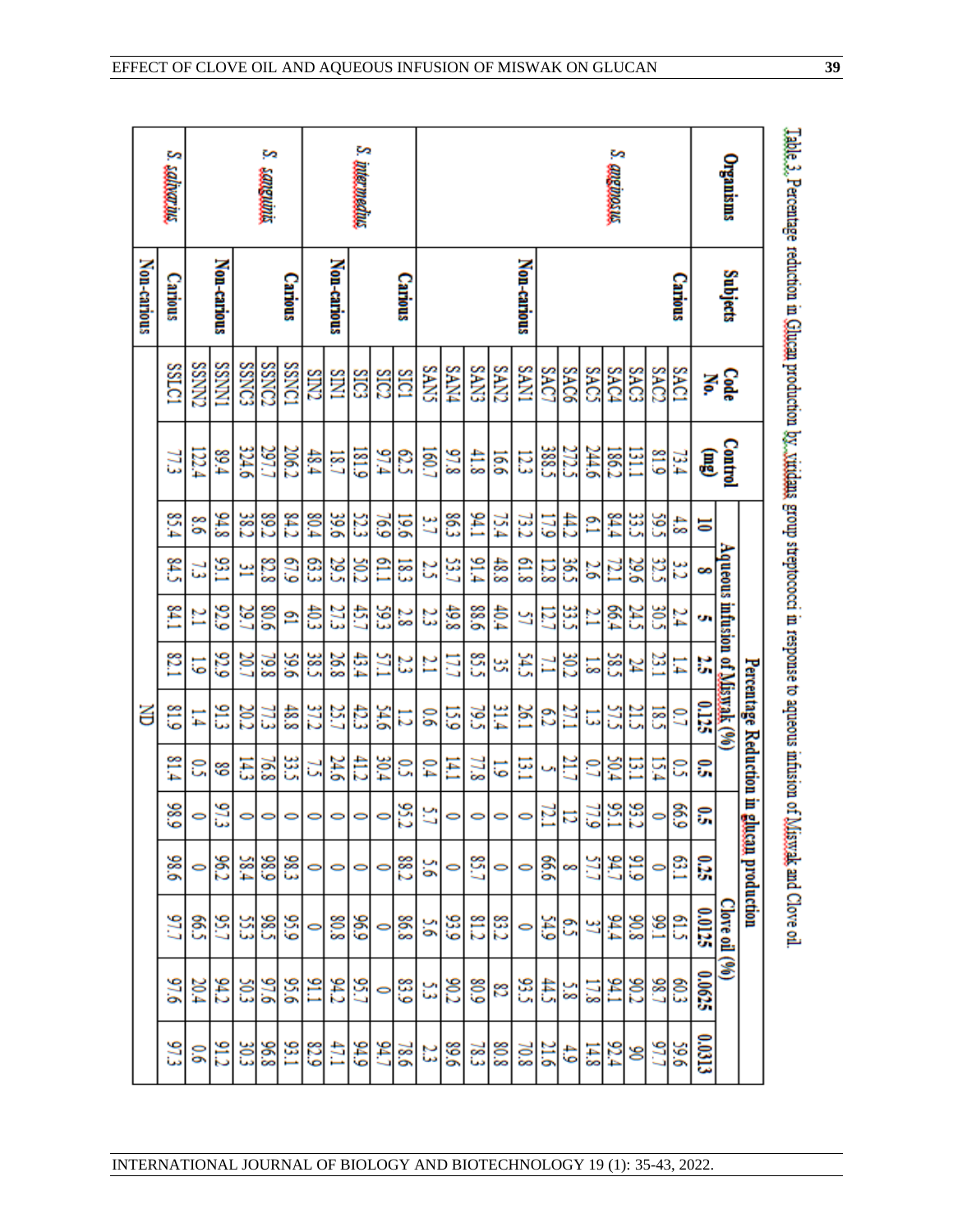Table 3. Percentage reduction in Glucan production by viridans group streptococci in response to aqueous infusion of Miswak and Clove oil.

| Organisms | Subjects | Code No. | Control (mg) | Percentage Reduction in glucan production | | | | | | | | | | |
|---|---|---|---|---|---|---|---|---|---|---|---|---|---|---|
| | | | | Aqueous infusion of Miswak (%) | | | | | | Clove oil (%) | | | | |
| | | | | 10 | 8 | 5 | 2.5 | 0.125 | 0.5 | 0.5 | 0.25 | 0.0125 | 0.0625 | 0.0313 |
| S. anginosus | Carious | SAC1 | 73.4 | 4.8 | 3.2 | 2.4 | 1.4 | 0.7 | 0.5 | 66.9 | 63.1 | 61.5 | 60.3 | 59.6 |
| | | SAC2 | 81.9 | 59.5 | 32.5 | 30.5 | 23.1 | 18.5 | 15.4 | 0 | 0 | 99.1 | 98.7 | 97.7 |
| | | SAC3 | 131.1 | 33.5 | 29.6 | 24.5 | 24 | 21.5 | 13.1 | 93.2 | 91.9 | 90.8 | 90.2 | 90 |
| | | SAC4 | 186.2 | 84.4 | 72.1 | 66.4 | 58.5 | 57.5 | 50.4 | 95.1 | 94.7 | 94.4 | 94.1 | 92.4 |
| | | SAC5 | 244.6 | 6.1 | 2.6 | 2.1 | 1.8 | 1.3 | 0.7 | 77.9 | 57.7 | 37 | 17.8 | 14.8 |
| | | SAC6 | 272.5 | 44.2 | 36.5 | 33.5 | 30.2 | 27.1 | 21.7 | 12 | 8 | 6.5 | 5.8 | 4.9 |
| | | SAC7 | 388.5 | 17.9 | 12.8 | 12.7 | 7.1 | 6.2 | 5 | 72.1 | 66.6 | 54.9 | 44.5 | 21.6 |
| | Non-carious | SAN1 | 12.3 | 73.2 | 61.8 | 57 | 54.5 | 26.1 | 13.1 | 0 | 0 | 0 | 93.5 | 70.8 |
| | | SAN2 | 16.6 | 75.4 | 48.8 | 40.4 | 35 | 31.4 | 1.9 | 0 | 0 | 83.2 | 82 | 80.8 |
| | | SAN3 | 41.8 | 94.1 | 91.4 | 88.6 | 85.5 | 79.5 | 77.8 | 0 | 85.7 | 81.2 | 80.9 | 78.3 |
| | | SAN4 | 97.8 | 86.3 | 53.7 | 49.8 | 17.7 | 15.9 | 14.1 | 0 | 0 | 93.9 | 90.2 | 89.6 |
| | | SAN5 | 160.7 | 3.7 | 2.5 | 2.3 | 2.1 | 0.6 | 0.4 | 5.7 | 5.6 | 5.6 | 5.3 | 2.3 |
| S. intermedius | Carious | SIC1 | 62.5 | 19.6 | 18.3 | 2.8 | 2.3 | 1.2 | 0.5 | 95.2 | 88.2 | 86.8 | 83.9 | 78.6 |
| | | SIC2 | 97.4 | 76.9 | 61.1 | 59.3 | 57.1 | 54.6 | 30.4 | 0 | 0 | 0 | 0 | 94.7 |
| | | SIC3 | 181.9 | 52.3 | 50.2 | 45.7 | 43.4 | 42.3 | 41.2 | 0 | 0 | 96.9 | 95.7 | 94.9 |
| | Non-carious | SIN1 | 18.7 | 39.6 | 29.5 | 27.3 | 26.8 | 25.7 | 24.6 | 0 | 0 | 80.8 | 94.2 | 47.1 |
| | | SIN2 | 48.4 | 80.4 | 63.3 | 40.3 | 38.5 | 37.2 | 7.5 | 0 | 0 | 0 | 91.1 | 82.9 |
| S. sanguinis | Carious | SSNC1 | 206.2 | 84.2 | 67.9 | 61 | 59.6 | 48.8 | 33.5 | 0 | 98.3 | 95.9 | 95.6 | 93.1 |
| | | SSNC2 | 297.7 | 89.2 | 82.8 | 80.6 | 79.8 | 77.3 | 76.8 | 0 | 98.9 | 98.5 | 97.6 | 96.8 |
| | | SSNC3 | 324.6 | 38.2 | 31 | 29.7 | 20.7 | 20.2 | 14.3 | 0 | 58.4 | 55.3 | 50.3 | 30.3 |
| | Non-carious | SSNN1 | 89.4 | 94.8 | 93.1 | 92.9 | 92.9 | 91.3 | 89 | 97.3 | 96.2 | 95.7 | 94.2 | 91.2 |
| | | SSNN2 | 122.4 | 8.6 | 7.3 | 2.1 | 1.9 | 1.4 | 0.5 | 0 | 0 | 66.5 | 20.4 | 0.6 |
| S. salivarius | Carious | SSLC1 | 77.3 | 85.4 | 84.5 | 84.1 | 82.1 | 81.9 | 81.4 | 98.9 | 98.6 | 97.7 | 97.6 | 97.3 |
| | Non-carious | ND | | | | | | | | | | | | |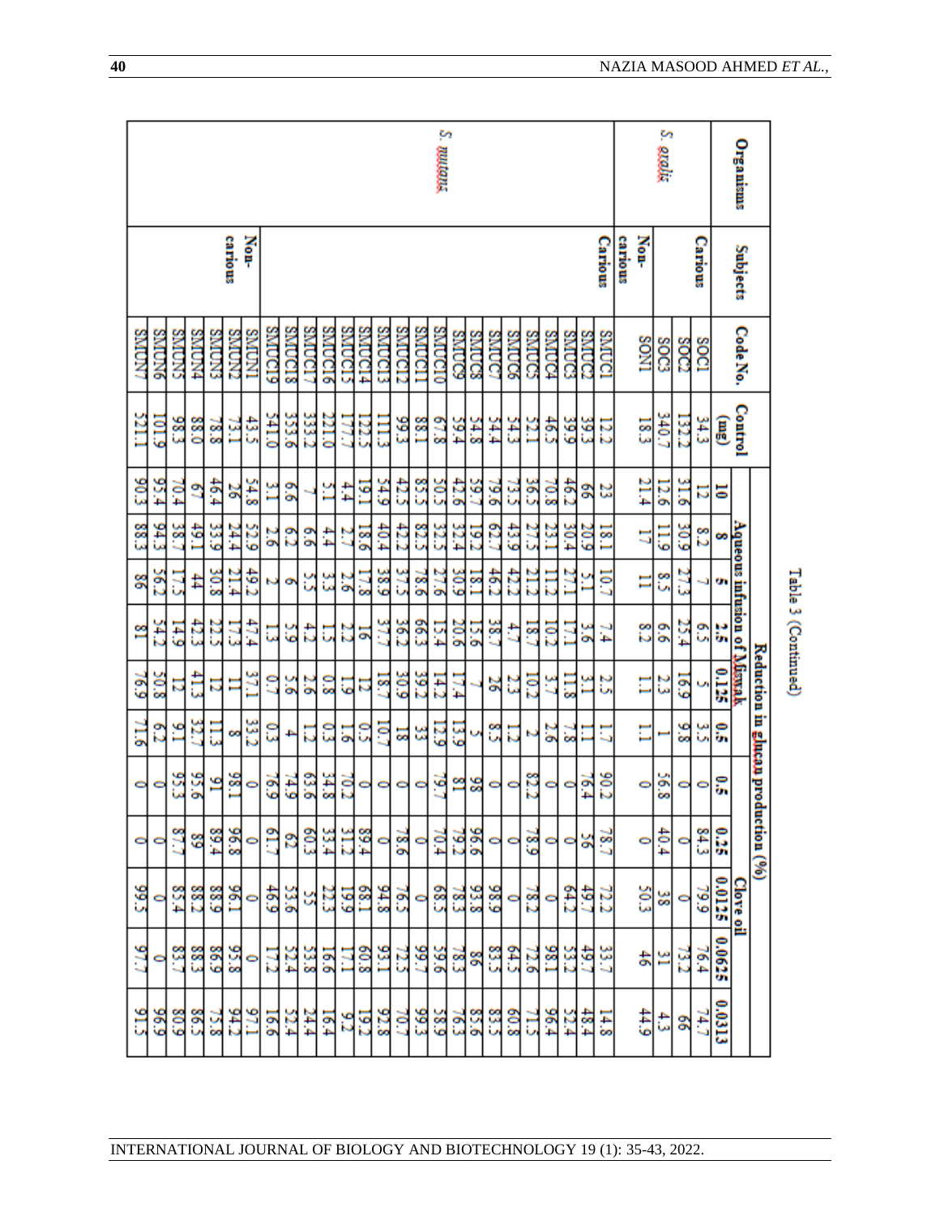Table 3 (Continued)

| Organisms | Subjects | Code No. | Control (mg) | Reduction in glucan production (%) | | | | | | | | | | |
|---|---|---|---|---|---|---|---|---|---|---|---|---|---|---|
| | | | | Aqueous infusion of Miswak | | | | | | Clove oil | | | | |
| | | | | 10 | 8 | 5 | 2.5 | 0.125 | 0.5 | 0.5 | 0.25 | 0.0125 | 0.0625 | 0.0313 |
| *S. oralis* | Carious | SOC1 | 34.3 | 12 | 8.2 | 7 | 6.5 | 5 | 3.5 | 0 | 84.3 | 79.9 | 76.4 | 74.7 |
| | | SOC2 | 132.2 | 31.6 | 30.9 | 27.3 | 25.4 | 16.9 | 9.8 | 0 | 0 | 0 | 73.2 | 66 |
| | | SOC3 | 340.7 | 12.6 | 11.9 | 8.5 | 6.6 | 2.3 | 1 | 56.8 | 40.4 | 38 | 31 | 4.3 |
| | Non-carious | SON1 | 18.3 | 21.4 | 17 | 11 | 8.2 | 1.1 | 1.1 | 0 | 0 | 50.3 | 46 | 44.9 |
| *S. mutans* | Carious | SMUC1 | 12.2 | 23 | 18.1 | 10.7 | 7.4 | 2.5 | 1.7 | 90.2 | 78.7 | 72.2 | 33.7 | 14.8 |
| | | SMUC2 | 39.3 | 66 | 20.9 | 5.1 | 3.6 | 3.1 | 1.1 | 76.4 | 56 | 49.7 | 49.7 | 48.4 |
| | | SMUC3 | 39.9 | 46.2 | 30.4 | 27.1 | 17.1 | 11.8 | 7.8 | 0 | 0 | 64.2 | 53.2 | 52.4 |
| | | SMUC4 | 46.5 | 70.8 | 23.1 | 11.2 | 10.2 | 3.7 | 2.6 | 0 | 0 | 0 | 98.1 | 96.4 |
| | | SMUC5 | 52.1 | 36.5 | 27.5 | 21.2 | 18.7 | 10.2 | 2 | 82.2 | 78.9 | 78.2 | 72.6 | 71.5 |
| | | SMUC6 | 54.3 | 73.5 | 43.9 | 42.2 | 4.7 | 2.3 | 1.2 | 0 | 0 | 0 | 64.5 | 60.8 |
| | | SMUC7 | 54.4 | 79.6 | 62.7 | 46.2 | 38.7 | 26 | 8.5 | 0 | 0 | 98.9 | 83.5 | 83.5 |
| | | SMUC8 | 54.8 | 59.7 | 19.2 | 18.1 | 15.6 | 7 | 5 | 98 | 96.6 | 93.8 | 86 | 85.6 |
| | | SMUC9 | 59.4 | 42.6 | 32.4 | 30.9 | 20.6 | 17.4 | 13.9 | 81 | 79.2 | 78.3 | 78.3 | 76.3 |
| | | SMUC10 | 67.8 | 50.5 | 32.5 | 27.6 | 15.4 | 14.2 | 12.9 | 79.7 | 70.4 | 68.5 | 59.6 | 58.9 |
| | | SMUC11 | 88.1 | 85.5 | 82.5 | 78.6 | 66.3 | 39.2 | 33 | 0 | 0 | 0 | 99.7 | 99.3 |
| | | SMUC12 | 99.3 | 42.5 | 42.2 | 37.5 | 36.2 | 30.9 | 18 | 0 | 78.6 | 76.5 | 72.5 | 70.7 |
| | | SMUC13 | 111.3 | 54.9 | 40.4 | 38.9 | 37.7 | 18.7 | 10.7 | 0 | 0 | 94.8 | 93.1 | 92.8 |
| | | SMUC14 | 122.5 | 19.1 | 18.6 | 17.8 | 16 | 12 | 0.5 | 0 | 89.4 | 68.1 | 60.8 | 19.2 |
| | | SMUC15 | 177.7 | 4.4 | 2.7 | 2.6 | 2.2 | 1.9 | 1.6 | 70.2 | 31.2 | 19.9 | 17.1 | 9.2 |
| | | SMUC16 | 221.0 | 5.1 | 4.4 | 3.3 | 1.5 | 0.8 | 0.3 | 34.8 | 33.4 | 22.3 | 16.6 | 16.4 |
| | | SMUC17 | 333.2 | 7 | 6.6 | 5.5 | 4.2 | 2.6 | 1.2 | 63.6 | 60.3 | 55 | 53.8 | 24.4 |
| | | SMUC18 | 353.6 | 6.6 | 6.2 | 6 | 5.9 | 5.6 | 4 | 74.9 | 62 | 53.6 | 52.4 | 52.4 |
| | | SMUC19 | 541.0 | 3.1 | 2.6 | 2 | 1.3 | 0.7 | 0.3 | 76.9 | 61.7 | 46.9 | 17.2 | 16.6 |
| | Non-carious | SMUN1 | 43.5 | 54.8 | 52.9 | 49.2 | 47.4 | 37.1 | 33.2 | 0 | 0 | 0 | 0 | 97.1 |
| | | SMUN2 | 73.1 | 26 | 24.4 | 21.4 | 17.3 | 11 | 8 | 98.1 | 96.8 | 96.1 | 95.8 | 94.2 |
| | | SMUN3 | 78.8 | 46.4 | 33.9 | 30.8 | 22.5 | 12 | 11.3 | 91 | 89.4 | 88.9 | 86.9 | 75.8 |
| | | SMUN4 | 88.0 | 67 | 49.1 | 44 | 42.3 | 41.3 | 32.7 | 93.6 | 89 | 88.2 | 88.3 | 86.5 |
| | | SMUN5 | 98.3 | 70.4 | 38.7 | 17.5 | 14.9 | 12 | 9.1 | 95.3 | 87.7 | 85.4 | 83.7 | 80.9 |
| | | SMUN6 | 101.9 | 95.4 | 94.3 | 56.2 | 54.2 | 50.8 | 6.2 | 0 | 0 | 0 | 0 | 96.9 |
| | | SMUN7 | 521.1 | 90.3 | 88.3 | 86 | 81 | 76.9 | 71.6 | 0 | 0 | 99.5 | 97.7 | 91.5 |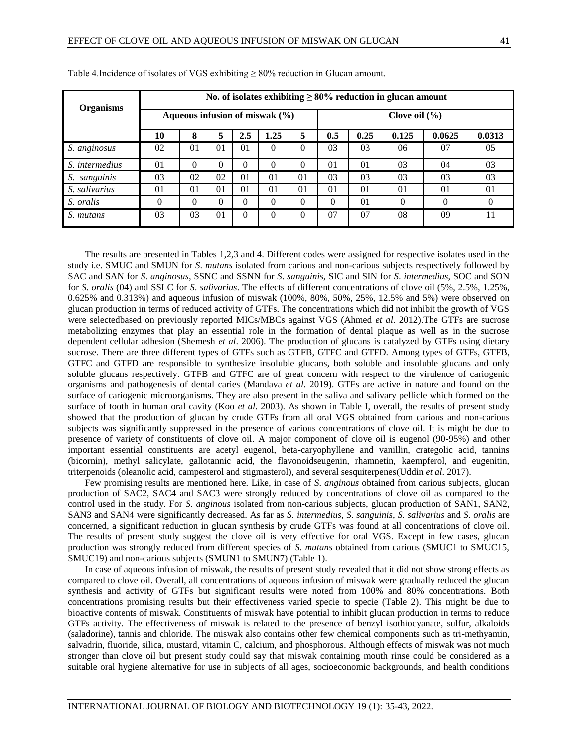Table 4.Incidence of isolates of VGS exhibiting ≥ 80% reduction in Glucan amount.

| Organisms | No. of isolates exhibiting ≥ 80% reduction in glucan amount | | | | | | | | | | |
|---|---|---|---|---|---|---|---|---|---|---|---|
| | Aqueous infusion of miswak (%) | | | | | | Clove oil (%) | | | | |
| | 10 | 8 | 5 | 2.5 | 1.25 | 5 | 0.5 | 0.25 | 0.125 | 0.0625 | 0.0313 |
| *S. anginosus* | 02 | 01 | 01 | 01 | 0 | 0 | 03 | 03 | 06 | 07 | 05 |
| *S. intermedius* | 01 | 0 | 0 | 0 | 0 | 0 | 01 | 01 | 03 | 04 | 03 |
| *S. sanguinis* | 03 | 02 | 02 | 01 | 01 | 01 | 03 | 03 | 03 | 03 | 03 |
| *S. salivarius* | 01 | 01 | 01 | 01 | 01 | 01 | 01 | 01 | 01 | 01 | 01 |
| *S. oralis* | 0 | 0 | 0 | 0 | 0 | 0 | 0 | 01 | 0 | 0 | 0 |
| *S. mutans* | 03 | 03 | 01 | 0 | 0 | 0 | 07 | 07 | 08 | 09 | 11 |

The results are presented in Tables 1,2,3 and 4. Different codes were assigned for respective isolates used in the study i.e. SMUC and SMUN for *S. mutans* isolated from carious and non-carious subjects respectively followed by SAC and SAN for *S. anginosus*, SSNC and SSNN for *S. sanguinis*, SIC and SIN for *S. intermedius*, SOC and SON for *S. oralis* (04) and SSLC for *S. salivarius*. The effects of different concentrations of clove oil (5%, 2.5%, 1.25%, 0.625% and 0.313%) and aqueous infusion of miswak (100%, 80%, 50%, 25%, 12.5% and 5%) were observed on glucan production in terms of reduced activity of GTFs. The concentrations which did not inhibit the growth of VGS were selectedbased on previously reported MICs/MBCs against VGS (Ahmed *et al.* 2012).The GTFs are sucrose metabolizing enzymes that play an essential role in the formation of dental plaque as well as in the sucrose dependent cellular adhesion (Shemesh *et al*. 2006). The production of glucans is catalyzed by GTFs using dietary sucrose. There are three different types of GTFs such as GTFB, GTFC and GTFD. Among types of GTFs, GTFB, GTFC and GTFD are responsible to synthesize insoluble glucans, both soluble and insoluble glucans and only soluble glucans respectively. GTFB and GTFC are of great concern with respect to the virulence of cariogenic organisms and pathogenesis of dental caries (Mandava *et al*. 2019). GTFs are active in nature and found on the surface of cariogenic microorganisms. They are also present in the saliva and salivary pellicle which formed on the surface of tooth in human oral cavity (Koo *et al*. 2003). As shown in Table I, overall, the results of present study showed that the production of glucan by crude GTFs from all oral VGS obtained from carious and non-carious subjects was significantly suppressed in the presence of various concentrations of clove oil. It is might be due to presence of variety of constituents of clove oil. A major component of clove oil is eugenol (90-95%) and other important essential constituents are acetyl eugenol, beta-caryophyllene and vanillin, crategolic acid, tannins (bicornin), methyl salicylate, gallotannic acid, the flavonoidseugenin, rhamnetin, kaempferol, and eugenitin, triterpenoids (oleanolic acid, campesterol and stigmasterol), and several sesquiterpenes(Uddin *et al*. 2017).

Few promising results are mentioned here. Like, in case of *S. anginous* obtained from carious subjects, glucan production of SAC2, SAC4 and SAC3 were strongly reduced by concentrations of clove oil as compared to the control used in the study. For *S. anginous* isolated from non-carious subjects, glucan production of SAN1, SAN2, SAN3 and SAN4 were significantly decreased. As far as *S. intermedius, S. sanguinis*, *S. salivarius* and *S. oralis* are concerned, a significant reduction in glucan synthesis by crude GTFs was found at all concentrations of clove oil. The results of present study suggest the clove oil is very effective for oral VGS. Except in few cases, glucan production was strongly reduced from different species of *S. mutans* obtained from carious (SMUC1 to SMUC15, SMUC19) and non-carious subjects (SMUN1 to SMUN7) (Table 1).

In case of aqueous infusion of miswak, the results of present study revealed that it did not show strong effects as compared to clove oil. Overall, all concentrations of aqueous infusion of miswak were gradually reduced the glucan synthesis and activity of GTFs but significant results were noted from 100% and 80% concentrations. Both concentrations promising results but their effectiveness varied specie to specie (Table 2). This might be due to bioactive contents of miswak. Constituents of miswak have potential to inhibit glucan production in terms to reduce GTFs activity. The effectiveness of miswak is related to the presence of benzyl isothiocyanate, sulfur, alkaloids (saladorine), tannis and chloride. The miswak also contains other few chemical components such as tri-methyamin, salvadrin, fluoride, silica, mustard, vitamin C, calcium, and phosphorous. Although effects of miswak was not much stronger than clove oil but present study could say that miswak containing mouth rinse could be considered as a suitable oral hygiene alternative for use in subjects of all ages, socioeconomic backgrounds, and health conditions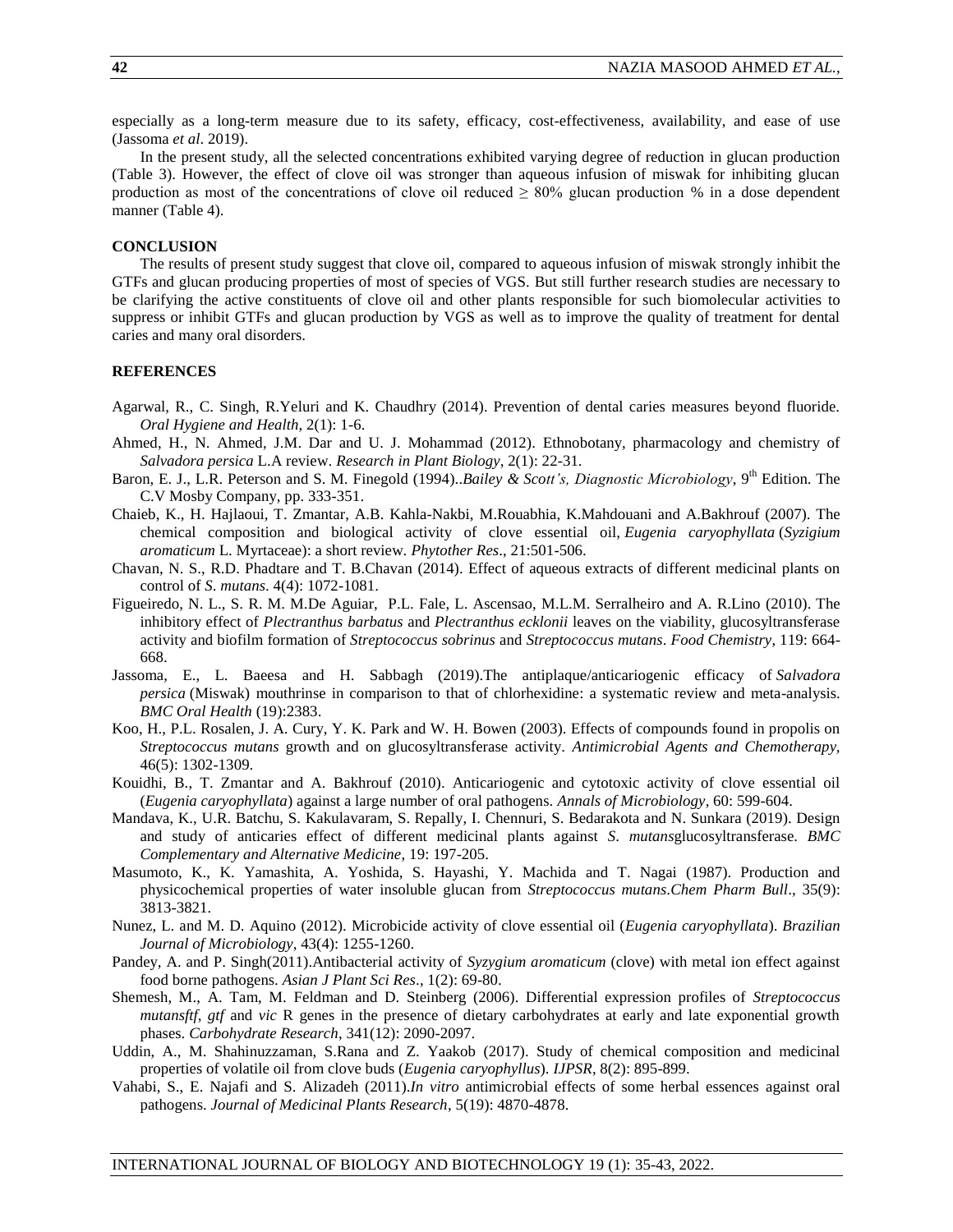especially as a long-term measure due to its safety, efficacy, cost-effectiveness, availability, and ease of use (Jassoma *et al*. 2019).

In the present study, all the selected concentrations exhibited varying degree of reduction in glucan production (Table 3). However, the effect of clove oil was stronger than aqueous infusion of miswak for inhibiting glucan production as most of the concentrations of clove oil reduced ≥ 80% glucan production % in a dose dependent manner (Table 4).

## CONCLUSION

The results of present study suggest that clove oil, compared to aqueous infusion of miswak strongly inhibit the GTFs and glucan producing properties of most of species of VGS. But still further research studies are necessary to be clarifying the active constituents of clove oil and other plants responsible for such biomolecular activities to suppress or inhibit GTFs and glucan production by VGS as well as to improve the quality of treatment for dental caries and many oral disorders.

## REFERENCES

Agarwal, R., C. Singh, R.Yeluri and K. Chaudhry (2014). Prevention of dental caries measures beyond fluoride. *Oral Hygiene and Health*, 2(1): 1-6.

Ahmed, H., N. Ahmed, J.M. Dar and U. J. Mohammad (2012). Ethnobotany, pharmacology and chemistry of *Salvadora persica* L.A review. *Research in Plant Biology*, 2(1): 22-31.

Baron, E. J., L.R. Peterson and S. M. Finegold (1994)..*Bailey & Scott's, Diagnostic Microbiology*, 9th Edition. The C.V Mosby Company, pp. 333-351.

Chaieb, K., H. Hajlaoui, T. Zmantar, A.B. Kahla-Nakbi, M.Rouabhia, K.Mahdouani and A.Bakhrouf (2007). The chemical composition and biological activity of clove essential oil, *Eugenia caryophyllata* (*Syzigium aromaticum* L. Myrtaceae): a short review. *Phytother Res*., 21:501-506.

Chavan, N. S., R.D. Phadtare and T. B.Chavan (2014). Effect of aqueous extracts of different medicinal plants on control of *S. mutans*. 4(4): 1072-1081.

Figueiredo, N. L., S. R. M. M.De Aguiar, P.L. Fale, L. Ascensao, M.L.M. Serralheiro and A. R.Lino (2010). The inhibitory effect of *Plectranthus barbatus* and *Plectranthus ecklonii* leaves on the viability, glucosyltransferase activity and biofilm formation of *Streptococcus sobrinus* and *Streptococcus mutans*. *Food Chemistry*, 119: 664-668.

Jassoma, E., L. Baeesa and H. Sabbagh (2019).The antiplaque/anticariogenic efficacy of *Salvadora persica* (Miswak) mouthrinse in comparison to that of chlorhexidine: a systematic review and meta-analysis. *BMC Oral Health* (19):2383.

Koo, H., P.L. Rosalen, J. A. Cury, Y. K. Park and W. H. Bowen (2003). Effects of compounds found in propolis on *Streptococcus mutans* growth and on glucosyltransferase activity. *Antimicrobial Agents and Chemotherapy*, 46(5): 1302-1309.

Kouidhi, B., T. Zmantar and A. Bakhrouf (2010). Anticariogenic and cytotoxic activity of clove essential oil (*Eugenia caryophyllata*) against a large number of oral pathogens. *Annals of Microbiology*, 60: 599-604.

Mandava, K., U.R. Batchu, S. Kakulavaram, S. Repally, I. Chennuri, S. Bedarakota and N. Sunkara (2019). Design and study of anticaries effect of different medicinal plants against *S. mutans*glucosyltransferase. *BMC Complementary and Alternative Medicine*, 19: 197-205.

Masumoto, K., K. Yamashita, A. Yoshida, S. Hayashi, Y. Machida and T. Nagai (1987). Production and physicochemical properties of water insoluble glucan from *Streptococcus mutans*.*Chem Pharm Bull*., 35(9): 3813-3821.

Nunez, L. and M. D. Aquino (2012). Microbicide activity of clove essential oil (*Eugenia caryophyllata*). *Brazilian Journal of Microbiology*, 43(4): 1255-1260.

Pandey, A. and P. Singh(2011).Antibacterial activity of *Syzygium aromaticum* (clove) with metal ion effect against food borne pathogens. *Asian J Plant Sci Res*., 1(2): 69-80.

Shemesh, M., A. Tam, M. Feldman and D. Steinberg (2006). Differential expression profiles of *Streptococcus mutansftf*, *gtf* and *vic* R genes in the presence of dietary carbohydrates at early and late exponential growth phases. *Carbohydrate Research*, 341(12): 2090-2097.

Uddin, A., M. Shahinuzzaman, S.Rana and Z. Yaakob (2017). Study of chemical composition and medicinal properties of volatile oil from clove buds (*Eugenia caryophyllus*). *IJPSR*, 8(2): 895-899.

Vahabi, S., E. Najafi and S. Alizadeh (2011).*In vitro* antimicrobial effects of some herbal essences against oral pathogens. *Journal of Medicinal Plants Research*, 5(19): 4870-4878.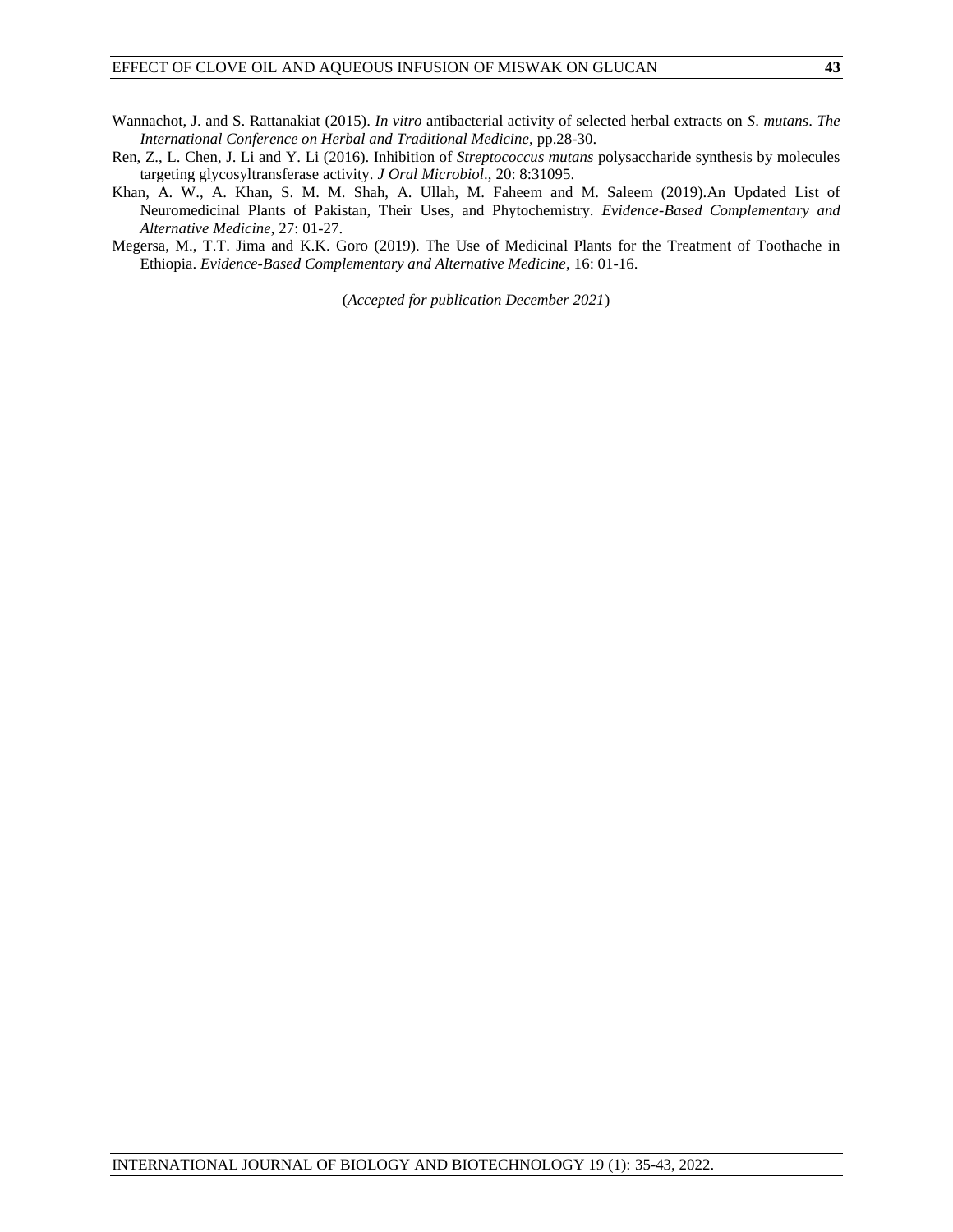Wannachot, J. and S. Rattanakiat (2015). *In vitro* antibacterial activity of selected herbal extracts on *S. mutans*. *The International Conference on Herbal and Traditional Medicine*, pp.28-30.

Ren, Z., L. Chen, J. Li and Y. Li (2016). Inhibition of *Streptococcus mutans* polysaccharide synthesis by molecules targeting glycosyltransferase activity. *J Oral Microbiol*., 20: 8:31095.

Khan, A. W., A. Khan, S. M. M. Shah, A. Ullah, M. Faheem and M. Saleem (2019).An Updated List of Neuromedicinal Plants of Pakistan, Their Uses, and Phytochemistry. *Evidence-Based Complementary and Alternative Medicine,* 27: 01-27.

Megersa, M., T.T. Jima and K.K. Goro (2019). The Use of Medicinal Plants for the Treatment of Toothache in Ethiopia. *Evidence-Based Complementary and Alternative Medicine*, 16: 01-16.

(*Accepted for publication December 2021*)